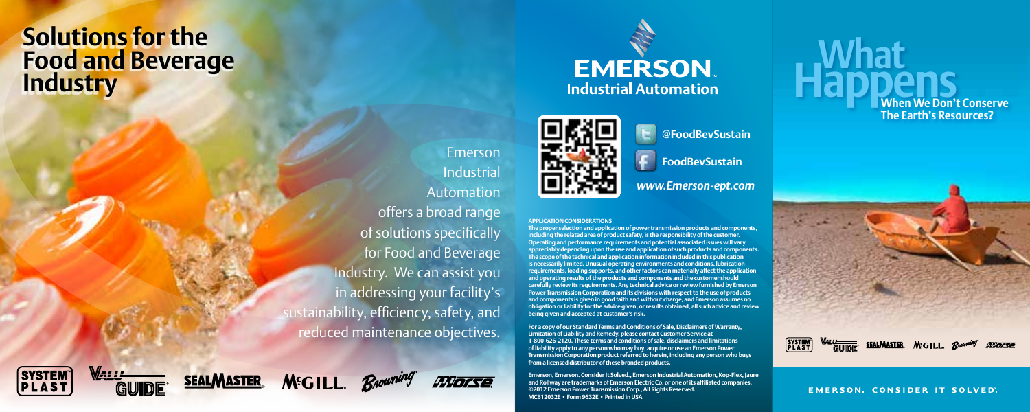# Solutions for the Food and Beverage Industry

Emerson Industrial Automation offers a broad range of solutions specifically for Food and Beverage Industry. We can assist you in addressing your facility's sustainability, efficiency, safety, and reduced maintenance objectives.

SYSTEM PLAST | VALU GUIDE | SEALMASTER | McGILL | Browning | Morse

**EMERSON.**
**Industrial Automation**

**@FoodBevSustain**

**FoodBevSustain**

***www.Emerson-ept.com***

**APPLICATION CONSIDERATIONS**

**The proper selection and application of power transmission products and components, including the related area of product safety, is the responsibility of the customer. Operating and performance requirements and potential associated issues will vary appreciably depending upon the use and application of such products and components. The scope of the technical and application information included in this publication is necessarily limited. Unusual operating environments and conditions, lubrication requirements, loading supports, and other factors can materially affect the application and operating results of the products and components and the customer should carefully review its requirements. Any technical advice or review furnished by Emerson Power Transmission Corporation and its divisions with respect to the use of products and components is given in good faith and without charge, and Emerson assumes no obligation or liability for the advice given, or results obtained, all such advice and review being given and accepted at customer's risk.**

**For a copy of our Standard Terms and Conditions of Sale, Disclaimers of Warranty, Limitation of Liability and Remedy, please contact Customer Service at 1-800-626-2120. These terms and conditions of sale, disclaimers and limitations of liability apply to any person who may buy, acquire or use an Emerson Power Transmission Corporation product referred to herein, including any person who buys from a licensed distributor of these branded products.**

**Emerson, Emerson. Consider It Solved., Emerson Industrial Automation, Kop-Flex, Jaure and Rollway are trademarks of Emerson Electric Co. or one of its affiliated companies. ©2012 Emerson Power Transmission Corp., All Rights Reserved. MCB12032E • Form 9632E • Printed in USA**

# What Happens

## When We Don't Conserve The Earth's Resources?

SYSTEM PLAST | VALU GUIDE | SEALMASTER | McGILL | Browning | Morse

**EMERSON. CONSIDER IT SOLVED.**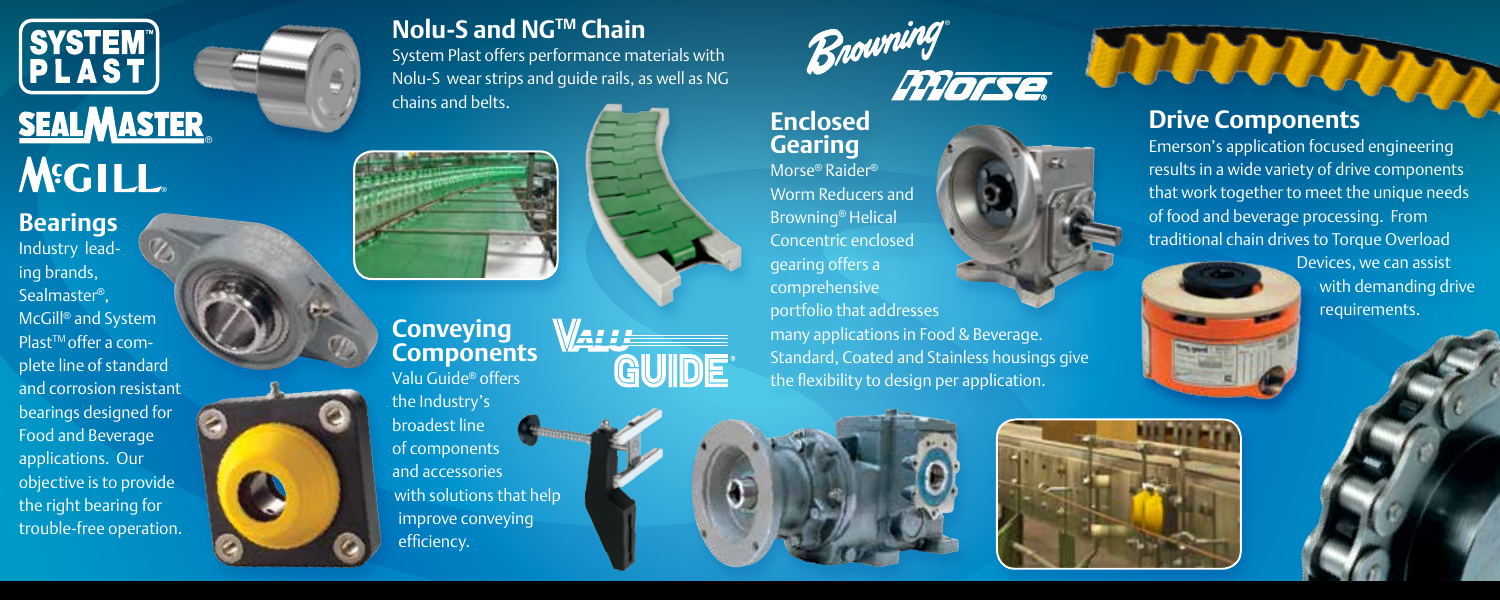## Bearings

Industry leading brands, Sealmaster®, McGill® and System Plast™ offer a complete line of standard and corrosion resistant bearings designed for Food and Beverage applications. Our objective is to provide the right bearing for trouble-free operation.

## Nolu-S and NG™ Chain

System Plast offers performance materials with Nolu-S wear strips and guide rails, as well as NG chains and belts.

## Conveying Components

Valu Guide® offers the Industry's broadest line of components and accessories with solutions that help improve conveying efficiency.

## Enclosed Gearing

Morse® Raider® Worm Reducers and Browning® Helical Concentric enclosed gearing offers a comprehensive portfolio that addresses many applications in Food & Beverage. Standard, Coated and Stainless housings give the flexibility to design per application.

## Drive Components

Emerson's application focused engineering results in a wide variety of drive components that work together to meet the unique needs of food and beverage processing. From traditional chain drives to Torque Overload Devices, we can assist with demanding drive requirements.